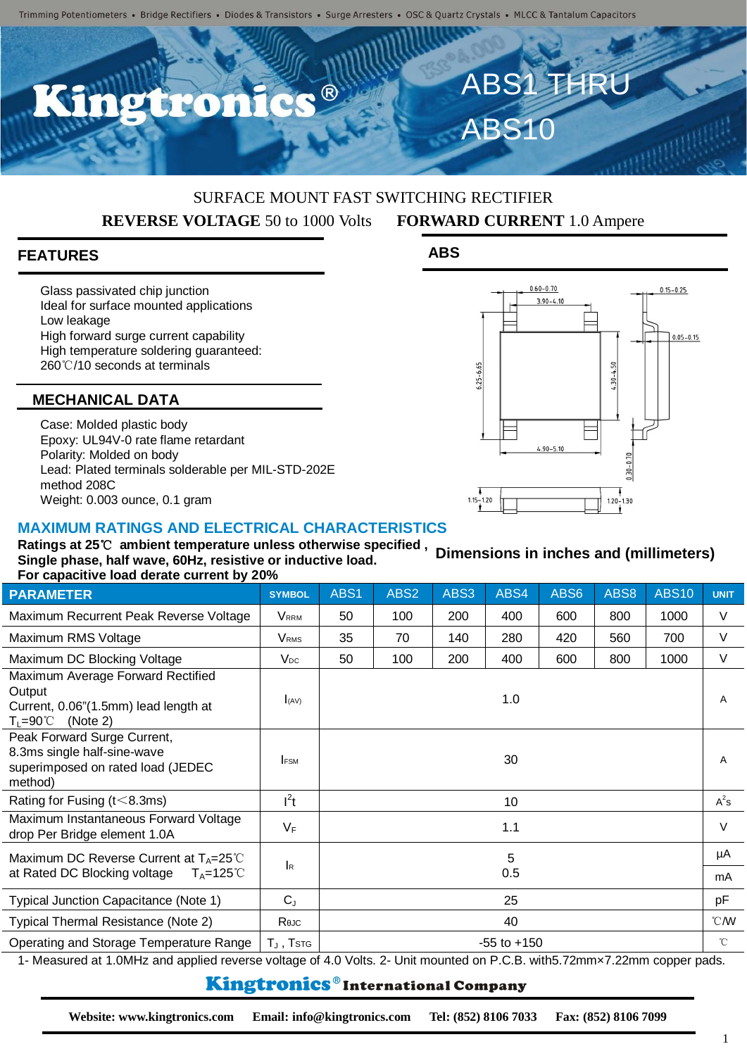Trimming Potentiometers • Bridge Rectifiers • Diodes & Transistors • Surge Arresters • OSC & Quartz Crystals • MLCC & Tantalum Capacitors

# Kingtronics®

# ABS1 THRU ABS10

SURFACE MOUNT FAST SWITCHING RECTIFIER

**REVERSE VOLTAGE** 50 to 1000 Volts **FORWARD CURRENT** 1.0 Ampere

## FEATURES

- Glass passivated chip junction
- Ideal for surface mounted applications
- Low leakage
- High forward surge current capability
- High temperature soldering guaranteed: 260℃/10 seconds at terminals

## ABS

0.60-0.70
3.90-4.10
0.15-0.25
0.05-0.15
6.25-6.65
4.30-4.50
4.90-5.10
0.30-0.70
1.15-1.20
1.20-1.30

Dimensions in inches and (millimeters)

## MECHANICAL DATA

- Case: Molded plastic body
- Epoxy: UL94V-0 rate flame retardant
- Polarity: Molded on body
- Lead: Plated terminals solderable per MIL-STD-202E method 208C
- Weight: 0.003 ounce, 0.1 gram

## MAXIMUM RATINGS AND ELECTRICAL CHARACTERISTICS

**Ratings at 25℃ ambient temperature unless otherwise specified ,**
**Single phase, half wave, 60Hz, resistive or inductive load.**
**For capacitive load derate current by 20%**

| PARAMETER | SYMBOL | ABS1 | ABS2 | ABS3 | ABS4 | ABS6 | ABS8 | ABS10 | UNIT |
|---|---|---|---|---|---|---|---|---|---|
| Maximum Recurrent Peak Reverse Voltage | $V_{RRM}$ | 50 | 100 | 200 | 400 | 600 | 800 | 1000 | V |
| Maximum RMS Voltage | $V_{RMS}$ | 35 | 70 | 140 | 280 | 420 | 560 | 700 | V |
| Maximum DC Blocking Voltage | $V_{DC}$ | 50 | 100 | 200 | 400 | 600 | 800 | 1000 | V |
| Maximum Average Forward Rectified Output Current, 0.06"(1.5mm) lead length at $T_L$=90℃ (Note 2) | $I_{(AV)}$ | 1.0 | | | | | | | A |
| Peak Forward Surge Current, 8.3ms single half-sine-wave superimposed on rated load (JEDEC method) | $I_{FSM}$ | 30 | | | | | | | A |
| Rating for Fusing (t<8.3ms) | $I^2t$ | 10 | | | | | | | $A^2s$ |
| Maximum Instantaneous Forward Voltage drop Per Bridge element 1.0A | $V_F$ | 1.1 | | | | | | | V |
| Maximum DC Reverse Current at $T_A$=25℃ at Rated DC Blocking voltage $T_A$=125℃ | $I_R$ | 5<br>0.5 | | | | | | | μA<br>mA |
| Typical Junction Capacitance (Note 1) | $C_J$ | 25 | | | | | | | pF |
| Typical Thermal Resistance (Note 2) | $R_{θJC}$ | 40 | | | | | | | ℃/W |
| Operating and Storage Temperature Range | $T_J$ , $T_{STG}$ | -55 to +150 | | | | | | | ℃ |

1- Measured at 1.0MHz and applied reverse voltage of 4.0 Volts. 2- Unit mounted on P.C.B. with5.72mm×7.22mm copper pads.

**Kingtronics® International Company**

**Website: www.kingtronics.com Email: info@kingtronics.com Tel: (852) 8106 7033 Fax: (852) 8106 7099**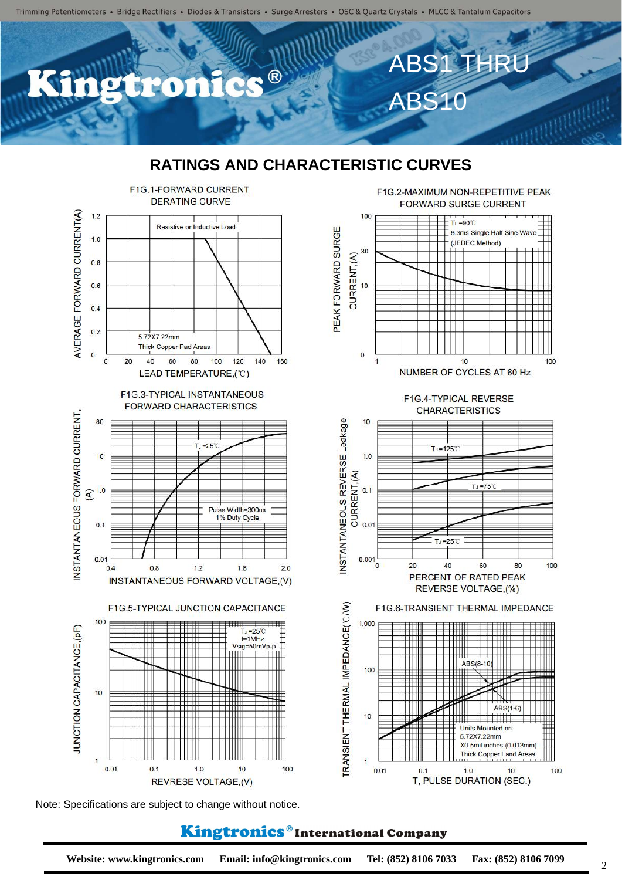# ABS1 THRU ABS10

## RATINGS AND CHARACTERISTIC CURVES

F1G.1-FORWARD CURRENT DERATING CURVE

AVERAGE FORWARD CURRENT(A)

1.2
1.0
0.8
0.6
0.4
0.2
0

Resistive or Inductive Load

5.72X7.22mm
Thick Copper Pad Areas

0 20 40 60 80 100 120 140 160

LEAD TEMPERATURE,(℃)

F1G.2-MAXIMUM NON-REPETITIVE PEAK FORWARD SURGE CURRENT

PEAK FORWARD SURGE CURRENT,(A)

100
30
10
0

TL=90℃
8.3ms Single Half Sine-Wave
(JEDEC Method)

1 10 100

NUMBER OF CYCLES AT 60 Hz

F1G.3-TYPICAL INSTANTANEOUS FORWARD CHARACTERISTICS

INSTANTANEOUS FORWARD CURRENT, (A)

80
10
1.0
0.1
0.01

TJ=25℃

Pulse Width=300us
1% Duty Cycle

0.4 0.8 1.2 1.6 2.0

INSTANTANEOUS FORWARD VOLTAGE,(V)

F1G.4-TYPICAL REVERSE CHARACTERISTICS

INSTANTANEOUS REVERSE Leakage CURRENT,(A)

10
1.0
0.1
0.01
0.001

TJ=125℃
TJ=75℃
TJ=25℃

0 20 40 60 80 100

PERCENT OF RATED PEAK REVERSE VOLTAGE,(%)

F1G.5-TYPICAL JUNCTION CAPACITANCE

JUNCTION CAPACITANCE,(pF)

100
10
1

TJ=25℃
f=1MHz
Vsig=50mVp-p

0.01 0.1 1.0 10 100

REVRESE VOLTAGE,(V)

F1G.6-TRANSIENT THERMAL IMPEDANCE

TRANSIENT THERMAL IMPEDANCE(℃/W)

1,000
100
10
1

ABS(8-10)
ABS(1-6)

Units Mounted on
5.72X7.22mm
X0.5mil inches (0.013mm)
Thick Copper Land Areas

0.01 0.1 1.0 10 100

T, PULSE DURATION (SEC.)

Note: Specifications are subject to change without notice.

**Kingtronics® International Company**

**Website: www.kingtronics.com  Email: info@kingtronics.com  Tel: (852) 8106 7033  Fax: (852) 8106 7099**